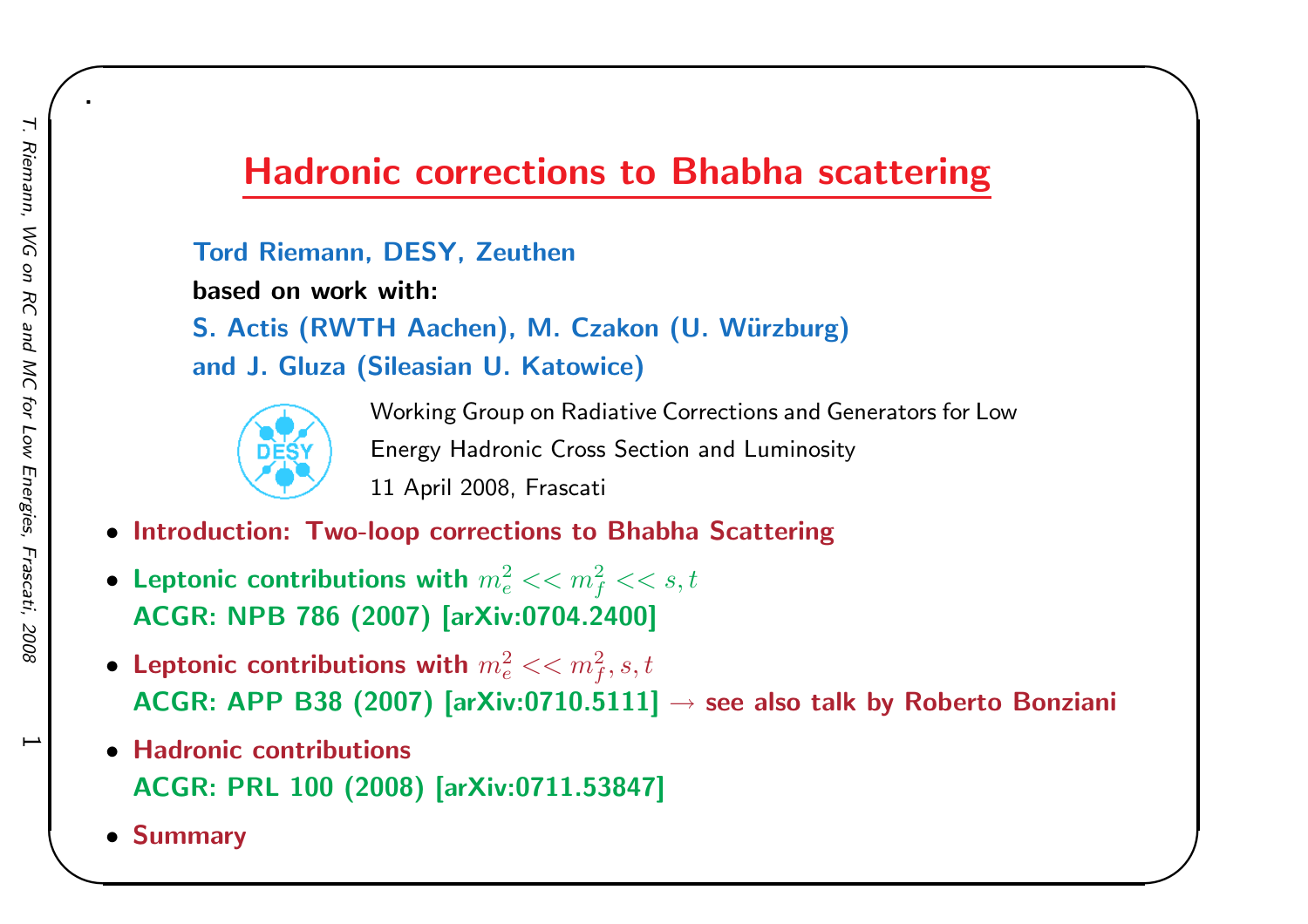# Hadronic corrections to Bhabha scattering

**Tord Riemann, DESY, Zeuthen**

**based on work with:**

**S. Actis (RWTH Aachen), M. Czakon (U. Würzburg)**

**and J. Gluza (Sileasian U. Katowice)**

Working Group on Radiative Corrections and Generators for Low Energy Hadronic Cross Section and Luminosity

11 April 2008, Frascati

- **Introduction: Two-loop corrections to Bhabha Scattering**
- **Leptonic contributions with $m_e^2 << m_f^2 << s, t$**
  **ACGR: NPB 786 (2007) [arXiv:0704.2400]**
- **Leptonic contributions with $m_e^2 << m_f^2, s, t$**
  **ACGR: APP B38 (2007) [arXiv:0710.5111] → see also talk by Roberto Bonziani**
- **Hadronic contributions**
  **ACGR: PRL 100 (2008) [arXiv:0711.53847]**
- **Summary**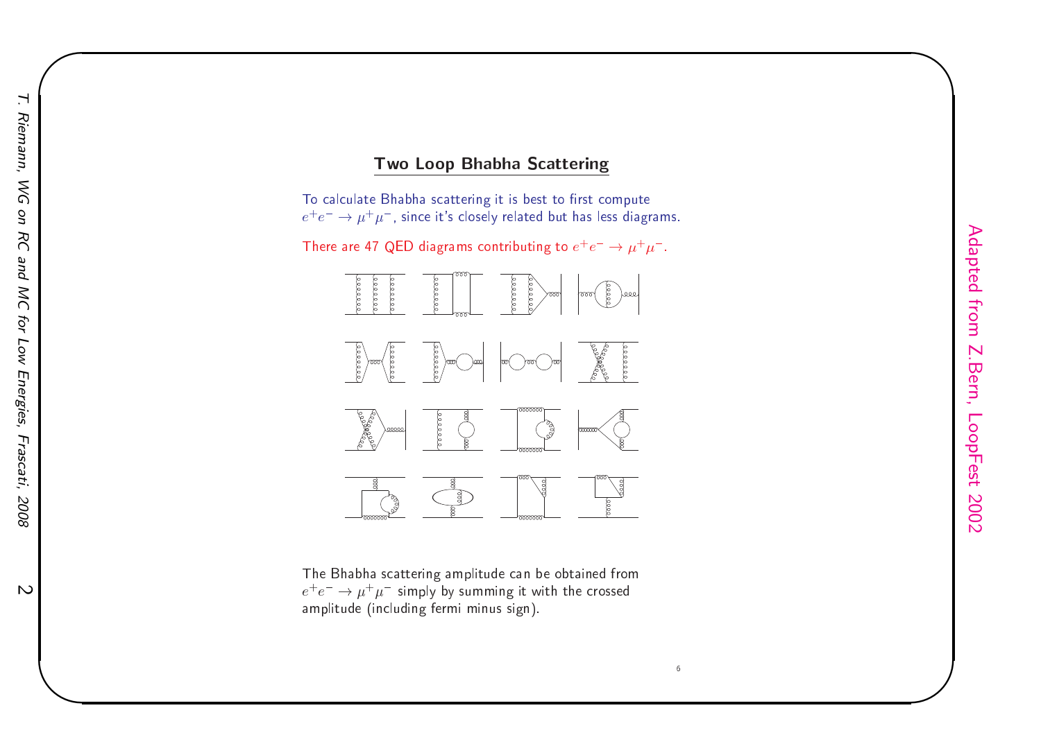## Two Loop Bhabha Scattering

To calculate Bhabha scattering it is best to first compute $e^+e^- \to \mu^+\mu^-$, since it's closely related but has less diagrams.

There are 47 QED diagrams contributing to $e^+e^- \to \mu^+\mu^-$.

The Bhabha scattering amplitude can be obtained from $e^+e^- \to \mu^+\mu^-$ simply by summing it with the crossed amplitude (including fermi minus sign).

Adapted from Z.Bern, LoopFest 2002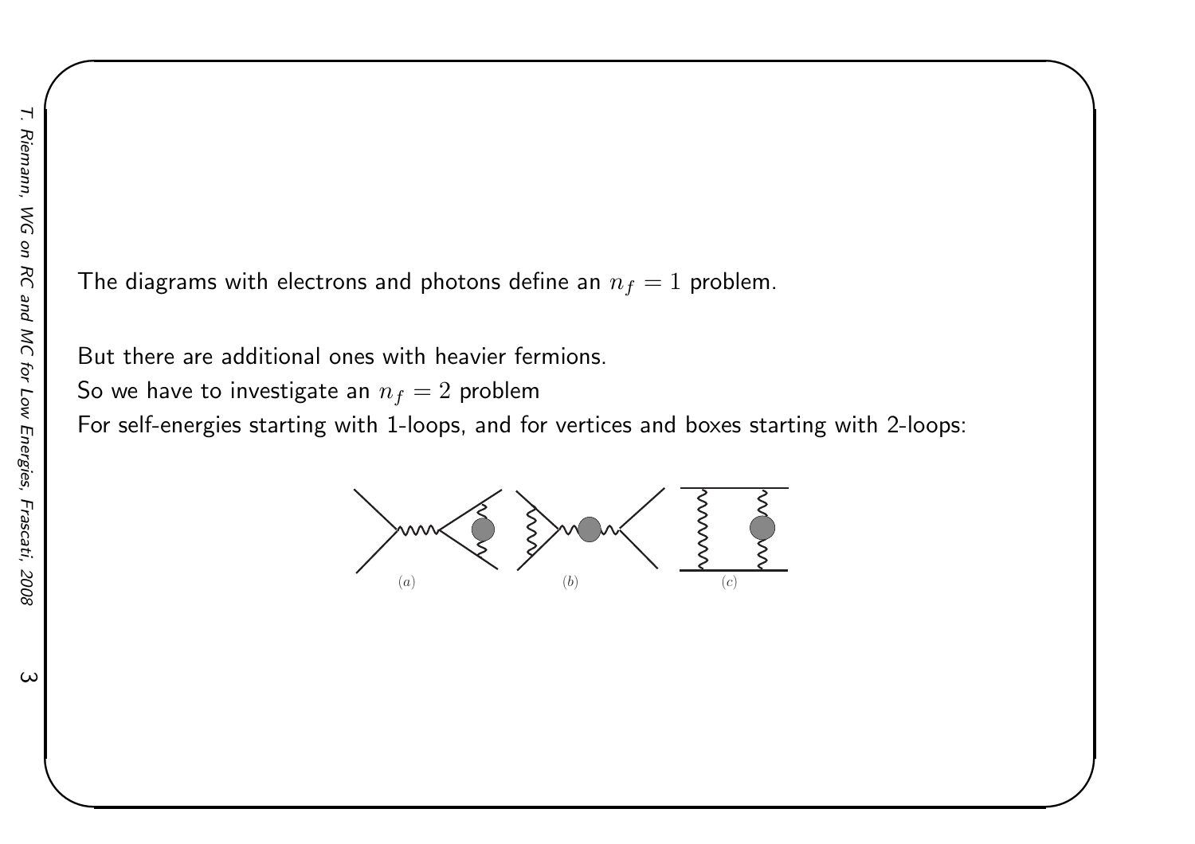The diagrams with electrons and photons define an $n_f = 1$ problem.

But there are additional ones with heavier fermions.
So we have to investigate an $n_f = 2$ problem
For self-energies starting with 1-loops, and for vertices and boxes starting with 2-loops:

(a) (b) (c)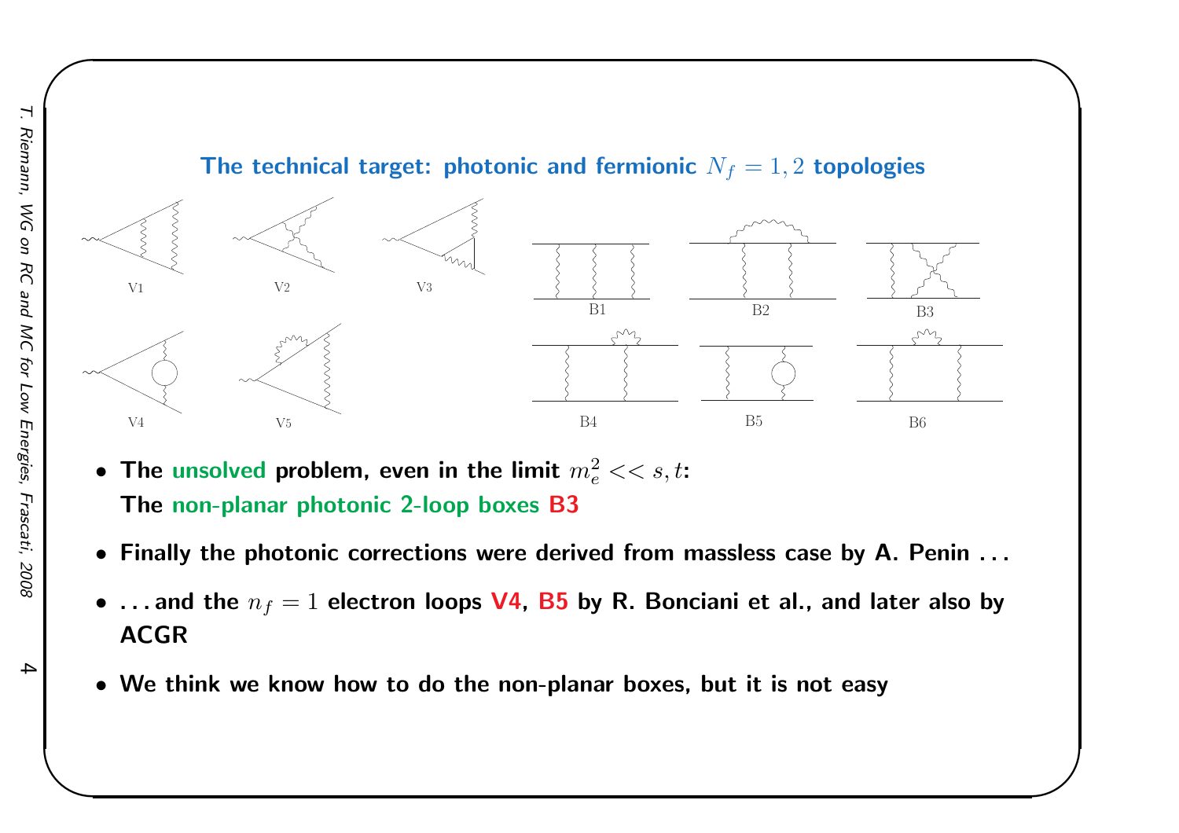## The technical target: photonic and fermionic $N_f = 1, 2$ topologies

V1 V2 V3

V4 V5

B1 B2 B3

B4 B5 B6

- **The unsolved problem, even in the limit $m_e^2 << s, t$:**
  **The non-planar photonic 2-loop boxes B3**
- **Finally the photonic corrections were derived from massless case by A. Penin . . .**
- **. . . and the $n_f = 1$ electron loops V4, B5 by R. Bonciani et al., and later also by ACGR**
- **We think we know how to do the non-planar boxes, but it is not easy**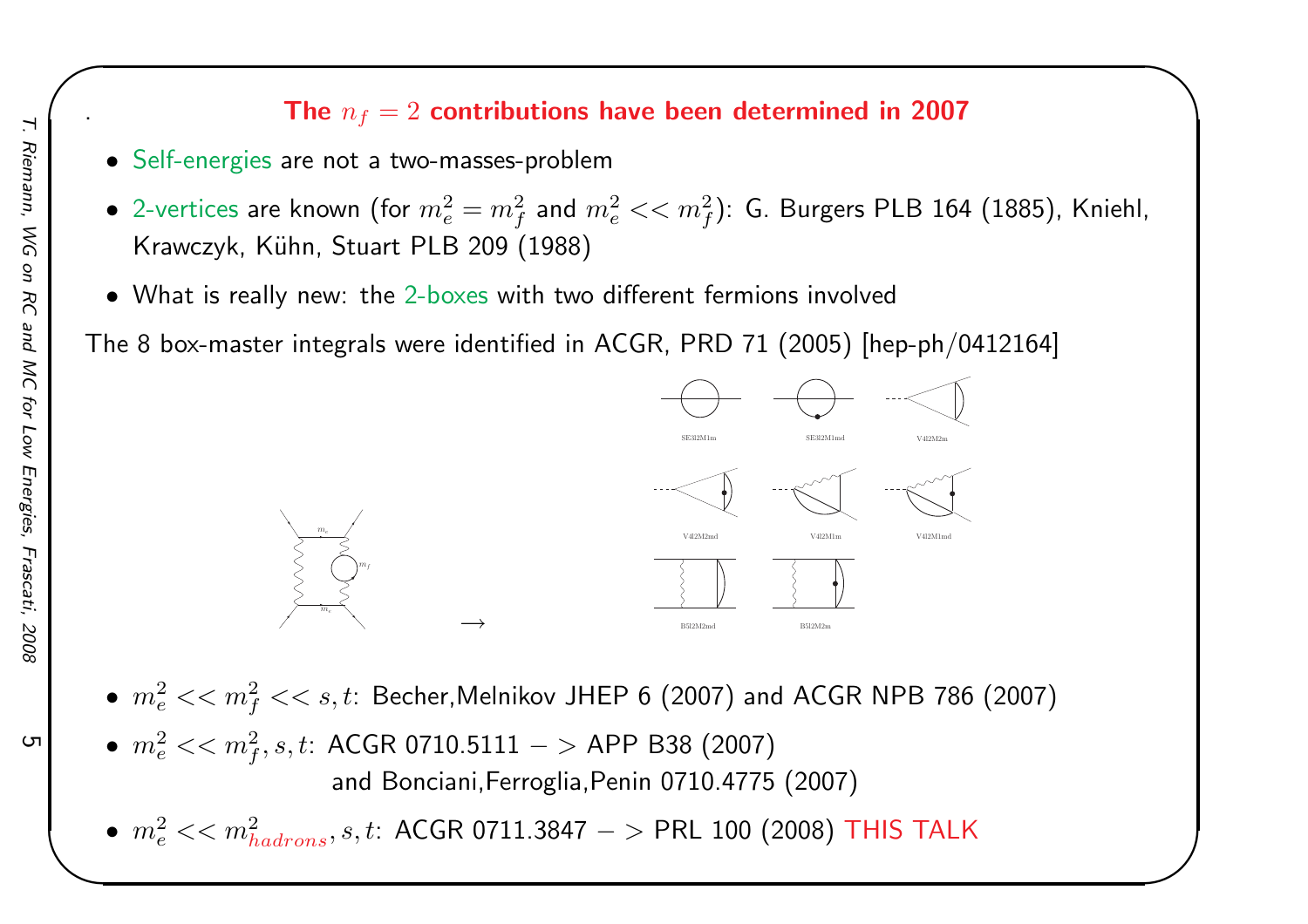## The $n_f = 2$ contributions have been determined in 2007

- Self-energies are not a two-masses-problem
- 2-vertices are known (for $m_e^2 = m_f^2$ and $m_e^2 << m_f^2$): G. Burgers PLB 164 (1885), Kniehl, Krawczyk, Kühn, Stuart PLB 209 (1988)
- What is really new: the 2-boxes with two different fermions involved

The 8 box-master integrals were identified in ACGR, PRD 71 (2005) [hep-ph/0412164]

$\longrightarrow$

SE3l2M1m SE3l2M1md V4l2M2m

V4l2M2md V4l2M1m V4l2M1md

B5l2M2md B5l2M2m

- $m_e^2 << m_f^2 << s, t$: Becher,Melnikov JHEP 6 (2007) and ACGR NPB 786 (2007)
- $m_e^2 << m_f^2, s, t$: ACGR 0710.5111 $->$ APP B38 (2007)
  and Bonciani,Ferroglia,Penin 0710.4775 (2007)
- $m_e^2 << m_{hadrons}^2, s, t$: ACGR 0711.3847 $->$ PRL 100 (2008) THIS TALK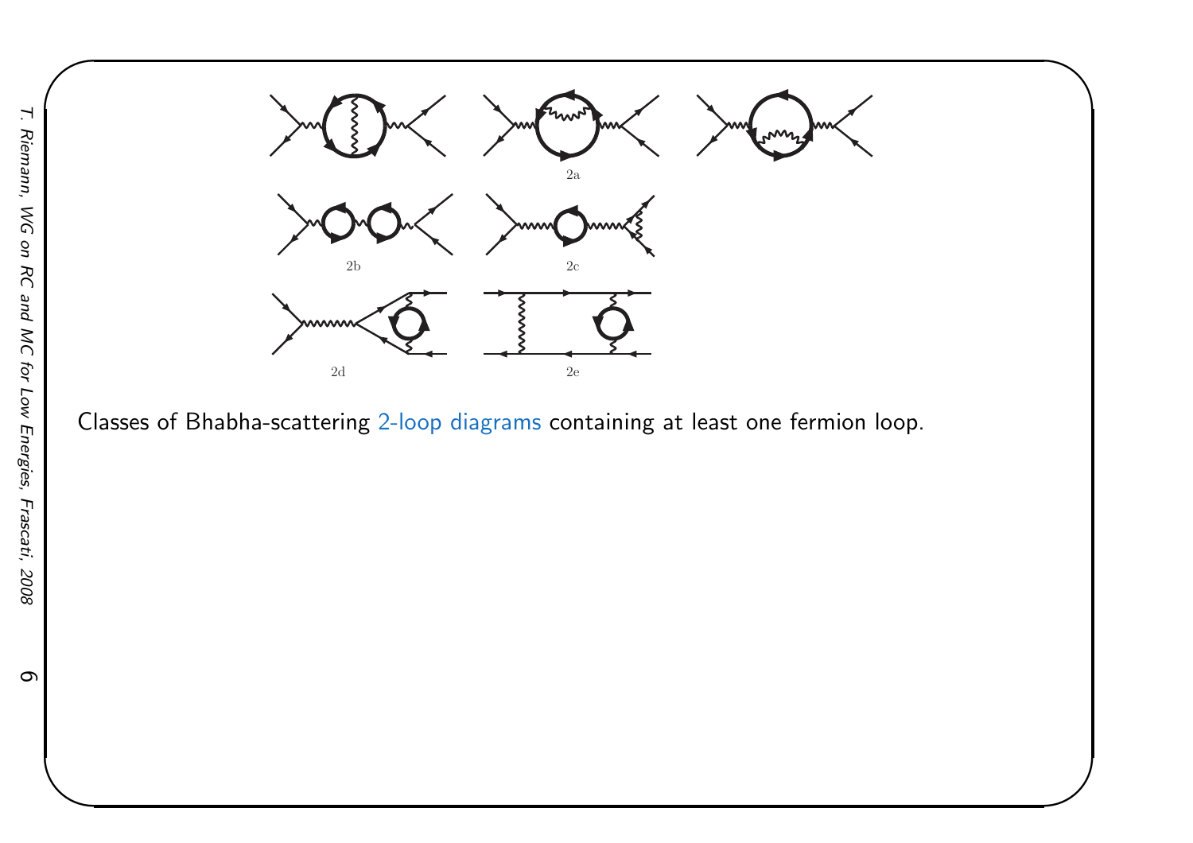2a

2b

2c

2d

2e

Classes of Bhabha-scattering 2-loop diagrams containing at least one fermion loop.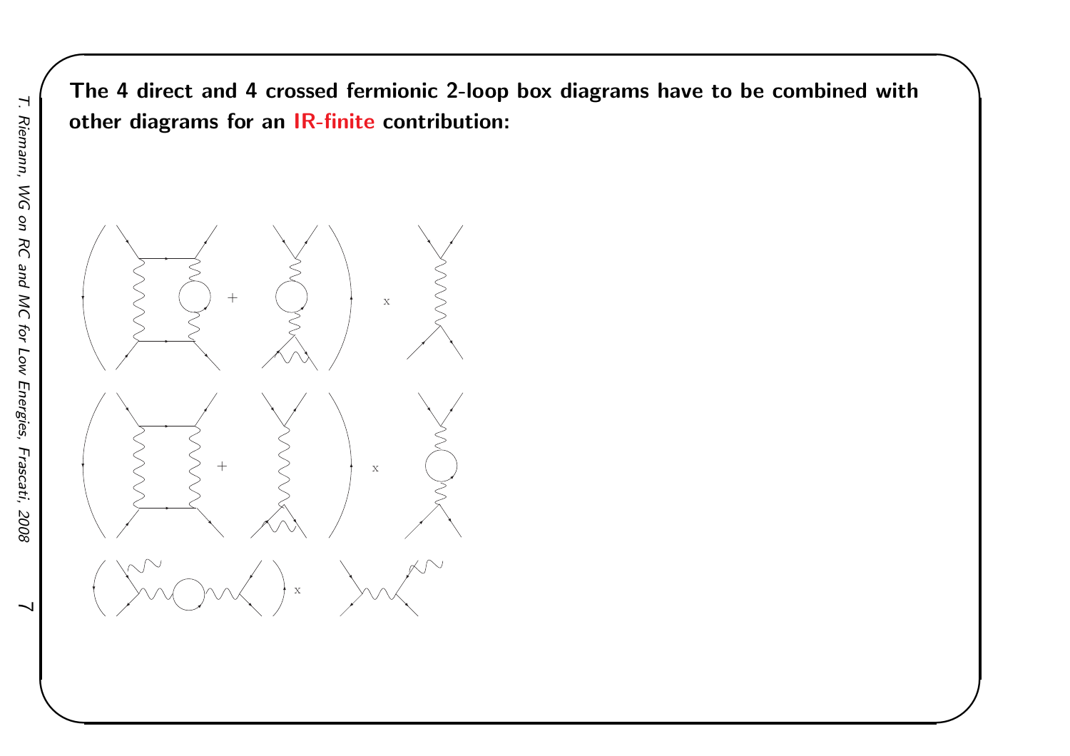**The 4 direct and 4 crossed fermionic 2-loop box diagrams have to be combined with other diagrams for an IR-finite contribution:**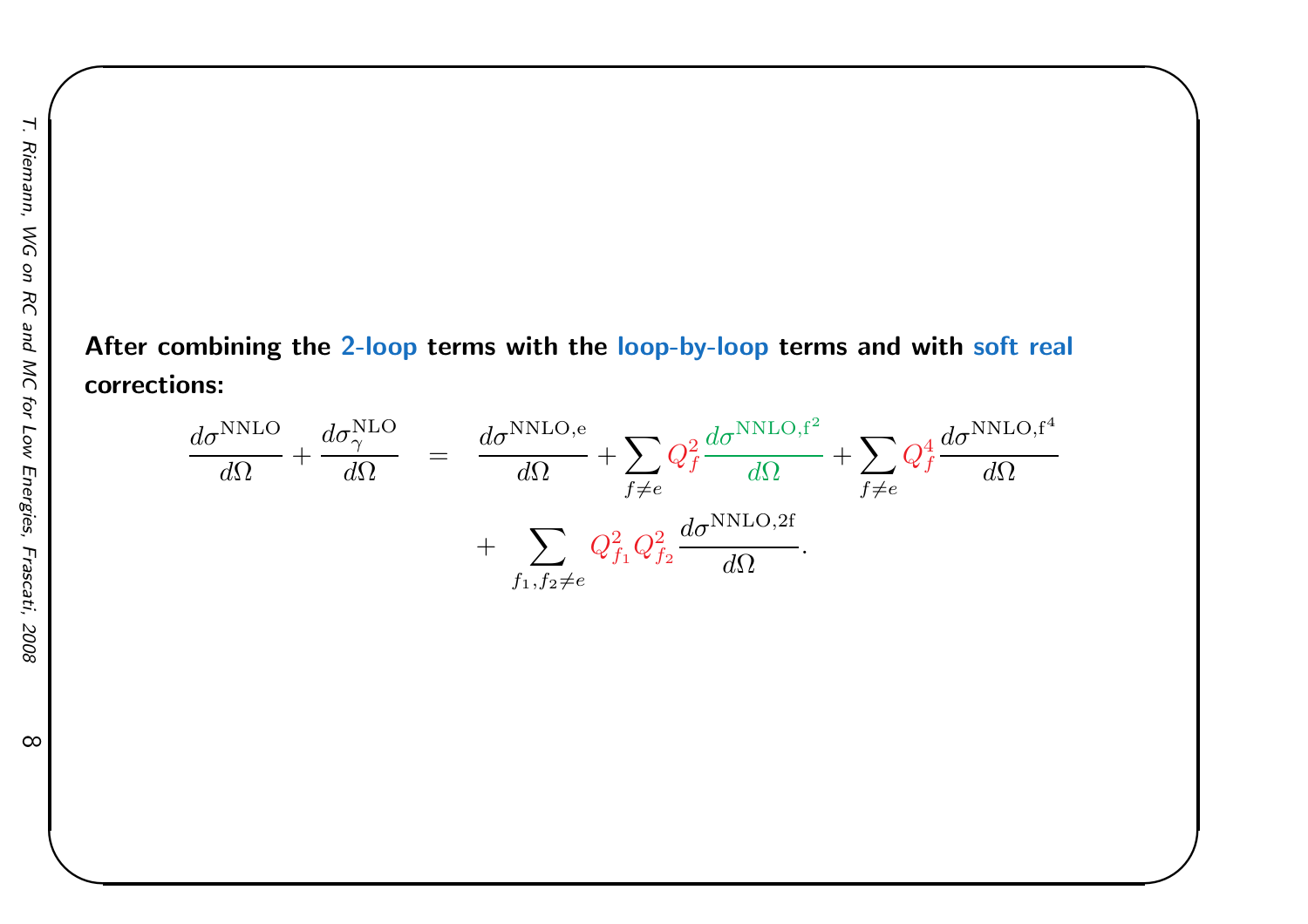**After combining the 2-loop terms with the loop-by-loop terms and with soft real corrections:**

$$
\frac{d\sigma^{\rm NNLO}}{d\Omega} + \frac{d\sigma^{\rm NLO}_{\gamma}}{d\Omega} = \frac{d\sigma^{\rm NNLO,e}}{d\Omega} + \sum_{f\neq e} Q_f^2 \frac{d\sigma^{\rm NNLO,f^2}}{d\Omega} + \sum_{f\neq e} Q_f^4 \frac{d\sigma^{\rm NNLO,f^4}}{d\Omega}
+ \sum_{f_1,f_2\neq e} Q_{f_1}^2 Q_{f_2}^2 \frac{d\sigma^{\rm NNLO,2f}}{d\Omega}.
$$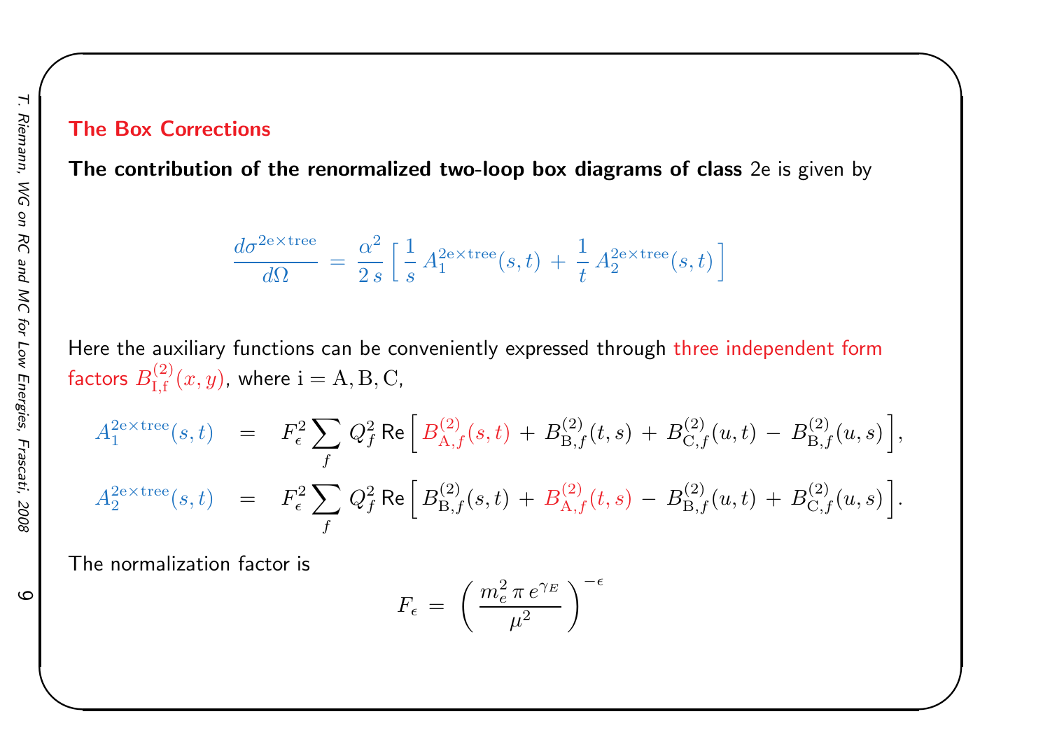## The Box Corrections

**The contribution of the renormalized two-loop box diagrams of class** 2e is given by

$$\frac{d\sigma^{2\mathrm{e}\times\mathrm{tree}}}{d\Omega} = \frac{\alpha^2}{2\,s}\left[\frac{1}{s}\,A_1^{2\mathrm{e}\times\mathrm{tree}}(s,t) + \frac{1}{t}\,A_2^{2\mathrm{e}\times\mathrm{tree}}(s,t)\right]$$

Here the auxiliary functions can be conveniently expressed through three independent form factors $B^{(2)}_{\mathrm{I,f}}(x,y)$, where $\mathrm{i} = \mathrm{A}, \mathrm{B}, \mathrm{C}$,

$$A_1^{2\mathrm{e}\times\mathrm{tree}}(s,t) = F_\epsilon^2 \sum_f Q_f^2\,\mathrm{Re}\left[B^{(2)}_{\mathrm{A},f}(s,t) + B^{(2)}_{\mathrm{B},f}(t,s) + B^{(2)}_{\mathrm{C},f}(u,t) - B^{(2)}_{\mathrm{B},f}(u,s)\right],$$

$$A_2^{2\mathrm{e}\times\mathrm{tree}}(s,t) = F_\epsilon^2 \sum_f Q_f^2\,\mathrm{Re}\left[B^{(2)}_{\mathrm{B},f}(s,t) + B^{(2)}_{\mathrm{A},f}(t,s) - B^{(2)}_{\mathrm{B},f}(u,t) + B^{(2)}_{\mathrm{C},f}(u,s)\right].$$

The normalization factor is

$$F_\epsilon = \left(\frac{m_e^2\,\pi\,e^{\gamma_E}}{\mu^2}\right)^{-\epsilon}$$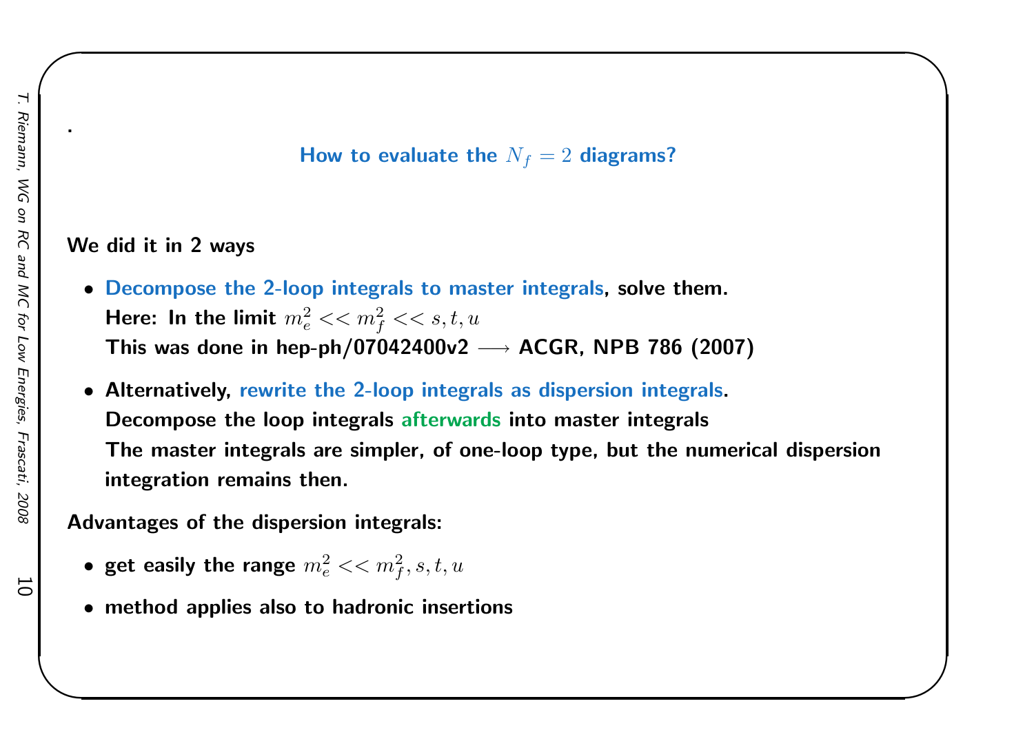.

## How to evaluate the $N_f = 2$ diagrams?

**We did it in 2 ways**

- **Decompose the 2-loop integrals to master integrals, solve them.**
  **Here: In the limit $m_e^2 << m_f^2 << s, t, u$**
  **This was done in hep-ph/07042400v2 $\longrightarrow$ ACGR, NPB 786 (2007)**
- **Alternatively, rewrite the 2-loop integrals as dispersion integrals.**
  **Decompose the loop integrals afterwards into master integrals**
  **The master integrals are simpler, of one-loop type, but the numerical dispersion integration remains then.**

**Advantages of the dispersion integrals:**

- **get easily the range $m_e^2 << m_f^2, s, t, u$**
- **method applies also to hadronic insertions**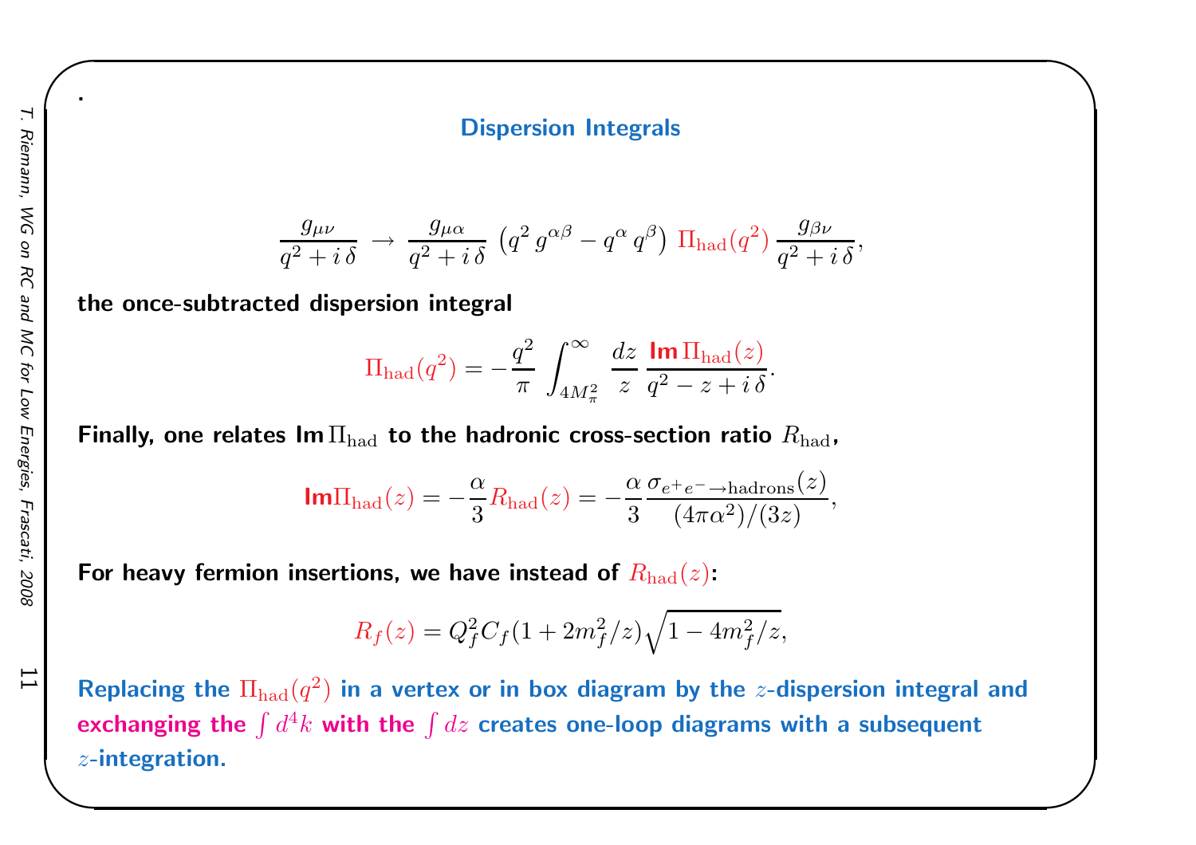## Dispersion Integrals

$$\frac{g_{\mu\nu}}{q^2 + i\,\delta} \;\rightarrow\; \frac{g_{\mu\alpha}}{q^2 + i\,\delta}\,\left(q^2\, g^{\alpha\beta} - q^\alpha\, q^\beta\right)\,\Pi_{\rm had}(q^2)\,\frac{g_{\beta\nu}}{q^2 + i\,\delta},$$

**the once-subtracted dispersion integral**

$$\Pi_{\rm had}(q^2) = -\frac{q^2}{\pi}\,\int_{4M_\pi^2}^{\infty}\,\frac{dz}{z}\,\frac{\mathbf{Im}\,\Pi_{\rm had}(z)}{q^2 - z + i\,\delta}.$$

**Finally, one relates $\mathbf{Im}\,\Pi_{\rm had}$ to the hadronic cross-section ratio $R_{\rm had}$,**

$$\mathbf{Im}\Pi_{\rm had}(z) = -\frac{\alpha}{3}R_{\rm had}(z) = -\frac{\alpha}{3}\frac{\sigma_{e^+e^-\to{\rm hadrons}}(z)}{(4\pi\alpha^2)/(3z)},$$

**For heavy fermion insertions, we have instead of $R_{\rm had}(z)$:**

$$R_f(z) = Q_f^2 C_f(1 + 2m_f^2/z)\sqrt{1 - 4m_f^2/z},$$

**Replacing the $\Pi_{\rm had}(q^2)$ in a vertex or in box diagram by the $z$-dispersion integral and exchanging the $\int d^4k$ with the $\int dz$ creates one-loop diagrams with a subsequent $z$-integration.**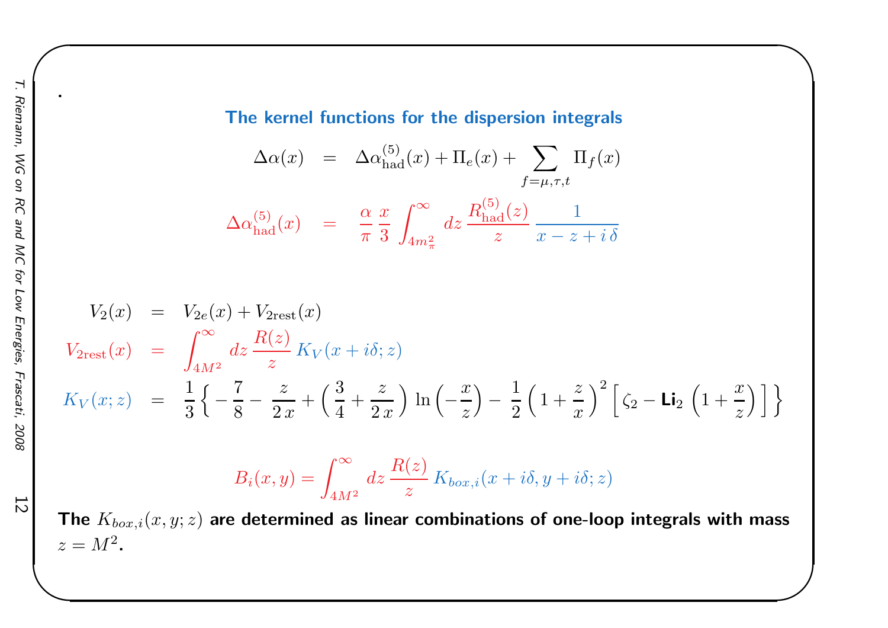.

## The kernel functions for the dispersion integrals

$$\Delta\alpha(x) = \Delta\alpha^{(5)}_{\rm had}(x) + \Pi_e(x) + \sum_{f=\mu,\tau,t} \Pi_f(x)$$

$$\Delta\alpha^{(5)}_{\rm had}(x) = \frac{\alpha}{\pi}\,\frac{x}{3}\int_{4m_\pi^2}^{\infty} dz\,\frac{R^{(5)}_{\rm had}(z)}{z}\,\frac{1}{x-z+i\,\delta}$$

$$V_2(x) = V_{2e}(x) + V_{2\rm rest}(x)$$

$$V_{2\rm rest}(x) = \int_{4M^2}^{\infty} dz\,\frac{R(z)}{z}\,K_V(x+i\delta;z)$$

$$K_V(x;z) = \frac{1}{3}\left\{-\frac{7}{8} - \frac{z}{2\,x} + \left(\frac{3}{4}+\frac{z}{2\,x}\right)\ln\left(-\frac{x}{z}\right) - \frac{1}{2}\left(1+\frac{z}{x}\right)^2\left[\zeta_2 - \mathrm{Li}_2\left(1+\frac{x}{z}\right)\right]\right\}$$

$$B_i(x,y) = \int_{4M^2}^{\infty} dz\,\frac{R(z)}{z}\,K_{box,i}(x+i\delta, y+i\delta; z)$$

**The $K_{box,i}(x,y;z)$ are determined as linear combinations of one-loop integrals with mass $z = M^2$.**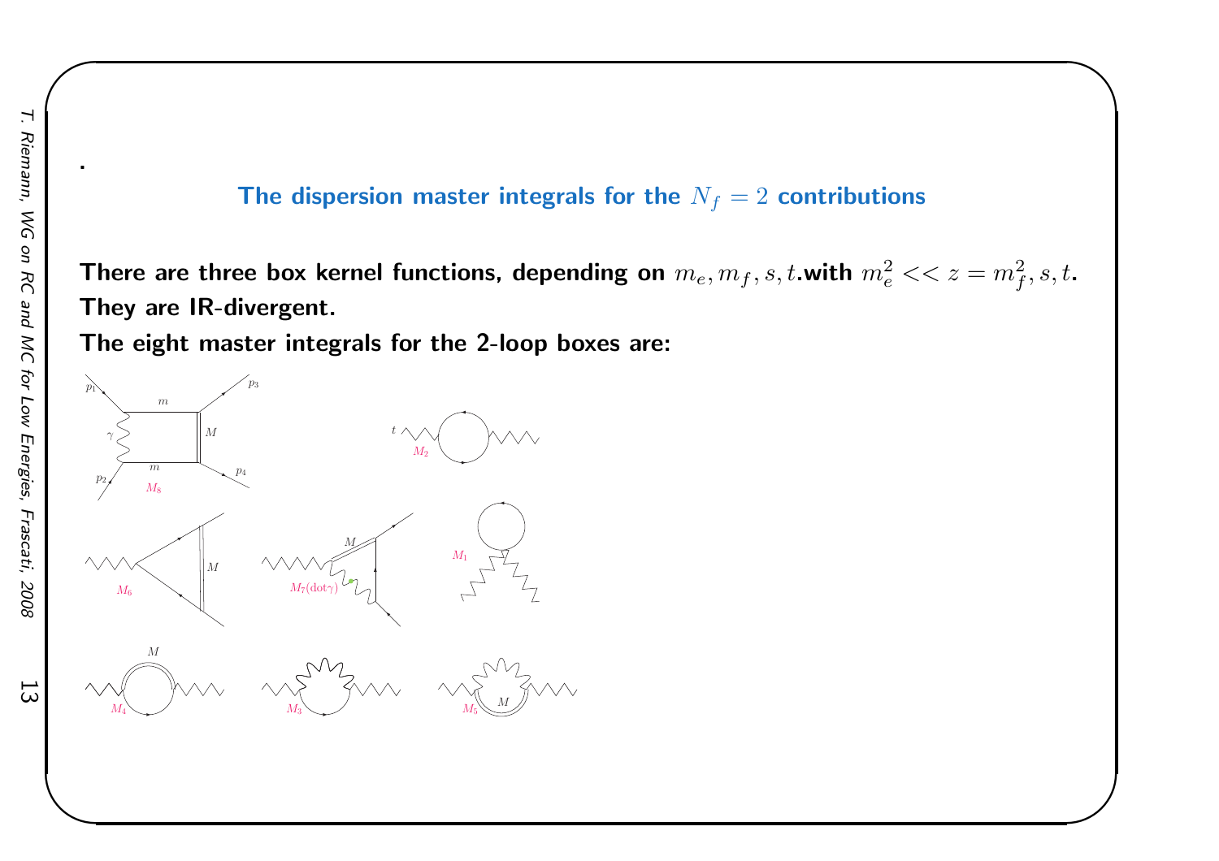.

## The dispersion master integrals for the $N_f = 2$ contributions

**There are three box kernel functions, depending on $m_e, m_f, s, t$. with $m_e^2 << z = m_f^2, s, t$.**
**They are IR-divergent.**
**The eight master integrals for the 2-loop boxes are:**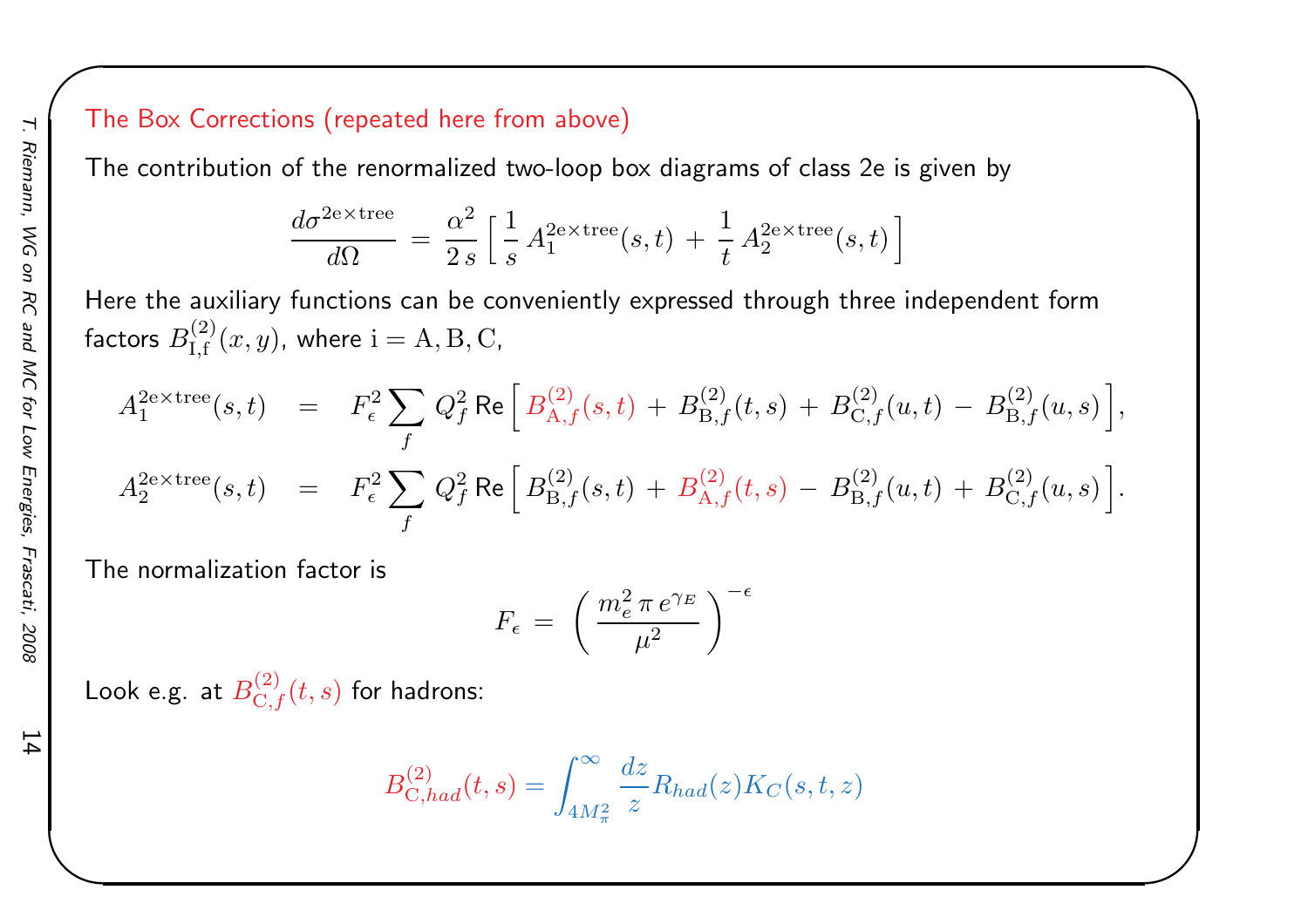## The Box Corrections (repeated here from above)

The contribution of the renormalized two-loop box diagrams of class 2e is given by

$$\frac{d\sigma^{2\mathrm{e}\times\mathrm{tree}}}{d\Omega} = \frac{\alpha^2}{2\,s}\Big[\,\frac{1}{s}\,A_1^{2\mathrm{e}\times\mathrm{tree}}(s,t) + \frac{1}{t}\,A_2^{2\mathrm{e}\times\mathrm{tree}}(s,t)\,\Big]$$

Here the auxiliary functions can be conveniently expressed through three independent form factors $B_{\mathrm{I,f}}^{(2)}(x,y)$, where $\mathrm{i} = \mathrm{A},\mathrm{B},\mathrm{C}$,

$$A_1^{2\mathrm{e}\times\mathrm{tree}}(s,t) = F_\epsilon^2 \sum_f Q_f^2\, \mathrm{Re}\Big[\,B_{\mathrm{A},f}^{(2)}(s,t) + B_{\mathrm{B},f}^{(2)}(t,s) + B_{\mathrm{C},f}^{(2)}(u,t) - B_{\mathrm{B},f}^{(2)}(u,s)\,\Big],$$

$$A_2^{2\mathrm{e}\times\mathrm{tree}}(s,t) = F_\epsilon^2 \sum_f Q_f^2\, \mathrm{Re}\Big[\,B_{\mathrm{B},f}^{(2)}(s,t) + B_{\mathrm{A},f}^{(2)}(t,s) - B_{\mathrm{B},f}^{(2)}(u,t) + B_{\mathrm{C},f}^{(2)}(u,s)\,\Big].$$

The normalization factor is

$$F_\epsilon = \left(\frac{m_e^2\,\pi\,e^{\gamma_E}}{\mu^2}\right)^{-\epsilon}$$

Look e.g. at $B_{\mathrm{C},f}^{(2)}(t,s)$ for hadrons:

$$B_{\mathrm{C},had}^{(2)}(t,s) = \int_{4M_\pi^2}^{\infty} \frac{dz}{z} R_{had}(z) K_C(s,t,z)$$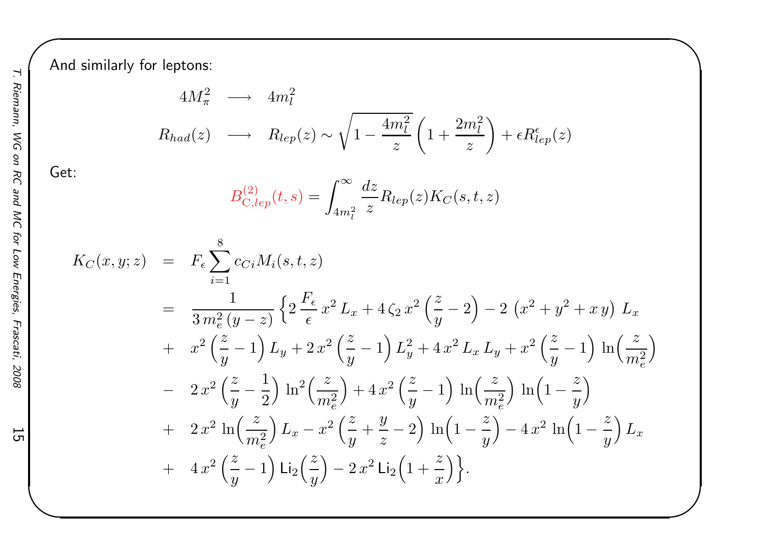And similarly for leptons:

$$
\begin{aligned}
4M_\pi^2 &\longrightarrow 4m_l^2 \\
R_{had}(z) &\longrightarrow R_{lep}(z) \sim \sqrt{1-\frac{4m_l^2}{z}}\left(1+\frac{2m_l^2}{z}\right) + \epsilon R^{\epsilon}_{lep}(z)
\end{aligned}
$$

Get:

$$
B^{(2)}_{\mathrm{C},lep}(t,s) = \int_{4m_l^2}^{\infty} \frac{dz}{z} R_{lep}(z) K_C(s,t,z)
$$

$$
\begin{aligned}
K_C(x,y;z) &= F_\epsilon \sum_{i=1}^{8} c_{Ci} M_i(s,t,z) \\
&= \frac{1}{3\,m_e^2\,(y-z)} \Big\{ 2\,\frac{F_\epsilon}{\epsilon}\,x^2\,L_x + 4\,\zeta_2\,x^2\left(\frac{z}{y}-2\right) - 2\,\left(x^2+y^2+x\,y\right)\,L_x \\
&+ x^2\left(\frac{z}{y}-1\right)L_y + 2\,x^2\left(\frac{z}{y}-1\right)L_y^2 + 4\,x^2\,L_x\,L_y + x^2\left(\frac{z}{y}-1\right)\ln\!\Big(\frac{z}{m_e^2}\Big) \\
&- 2\,x^2\left(\frac{z}{y}-\frac{1}{2}\right)\ln^2\!\Big(\frac{z}{m_e^2}\Big) + 4\,x^2\left(\frac{z}{y}-1\right)\ln\!\Big(\frac{z}{m_e^2}\Big)\,\ln\!\Big(1-\frac{z}{y}\Big) \\
&+ 2\,x^2\,\ln\!\Big(\frac{z}{m_e^2}\Big)\,L_x - x^2\left(\frac{z}{y}+\frac{y}{z}-2\right)\ln\!\Big(1-\frac{z}{y}\Big) - 4\,x^2\,\ln\!\Big(1-\frac{z}{y}\Big)\,L_x \\
&+ 4\,x^2\left(\frac{z}{y}-1\right)\mathrm{Li}_2\!\Big(\frac{z}{y}\Big) - 2\,x^2\,\mathrm{Li}_2\!\Big(1+\frac{z}{x}\Big)\Big\}.
\end{aligned}
$$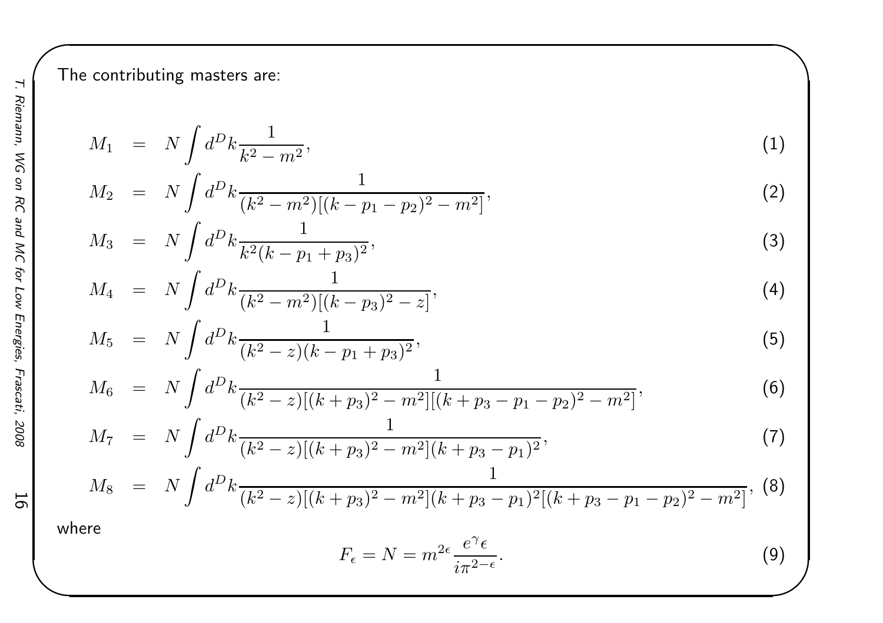The contributing masters are:

$$M_1 = N \int d^D k \frac{1}{k^2 - m^2}, \tag{1}$$

$$M_2 = N \int d^D k \frac{1}{(k^2 - m^2)[(k - p_1 - p_2)^2 - m^2]}, \tag{2}$$

$$M_3 = N \int d^D k \frac{1}{k^2 (k - p_1 + p_3)^2}, \tag{3}$$

$$M_4 = N \int d^D k \frac{1}{(k^2 - m^2)[(k - p_3)^2 - z]}, \tag{4}$$

$$M_5 = N \int d^D k \frac{1}{(k^2 - z)(k - p_1 + p_3)^2}, \tag{5}$$

$$M_6 = N \int d^D k \frac{1}{(k^2 - z)[(k + p_3)^2 - m^2][(k + p_3 - p_1 - p_2)^2 - m^2]}, \tag{6}$$

$$M_7 = N \int d^D k \frac{1}{(k^2 - z)[(k + p_3)^2 - m^2](k + p_3 - p_1)^2}, \tag{7}$$

$$M_8 = N \int d^D k \frac{1}{(k^2 - z)[(k + p_3)^2 - m^2](k + p_3 - p_1)^2[(k + p_3 - p_1 - p_2)^2 - m^2]}, \tag{8}$$

where

$$F_\epsilon = N = m^{2\epsilon} \frac{e^{\gamma} \epsilon}{i \pi^{2-\epsilon}}. \tag{9}$$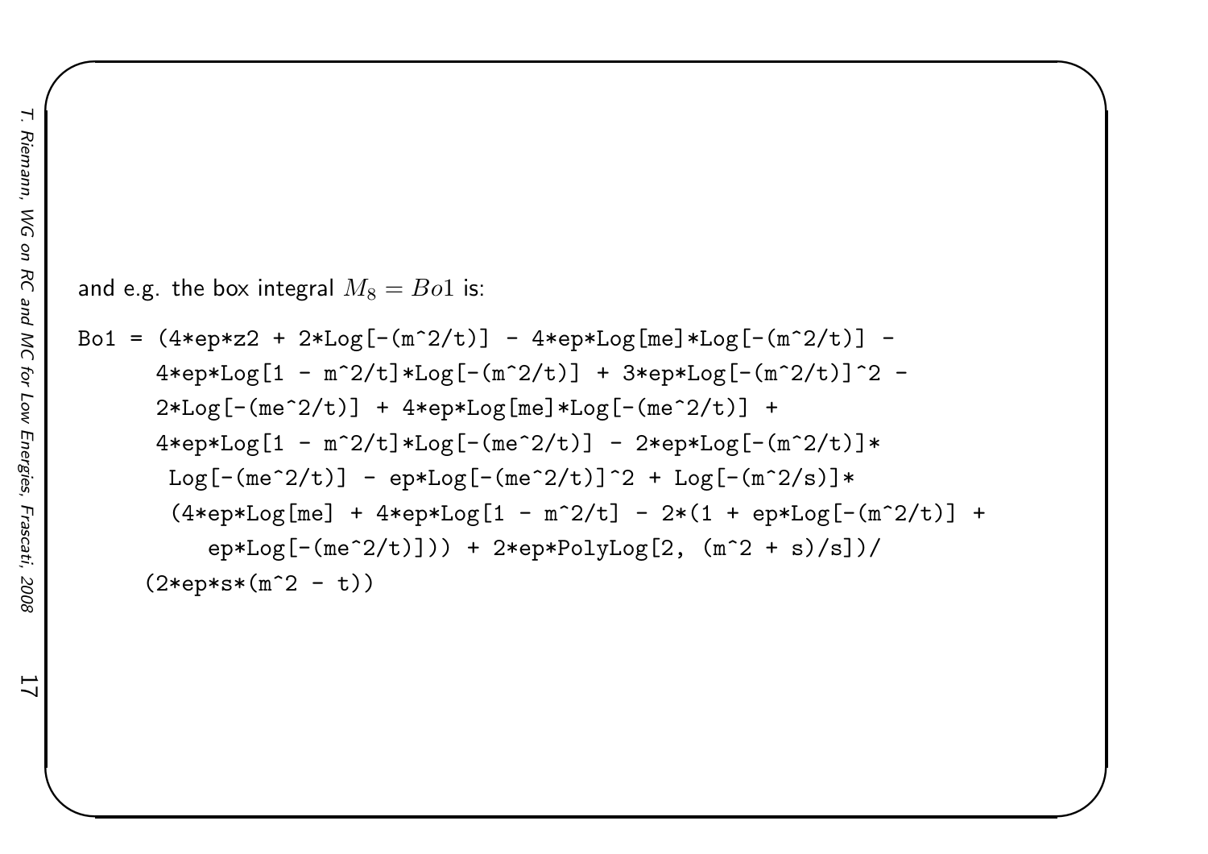and e.g. the box integral $M_8 = Bo1$ is:

```
Bo1 = (4*ep*z2 + 2*Log[-(m^2/t)] - 4*ep*Log[me]*Log[-(m^2/t)] -
      4*ep*Log[1 - m^2/t]*Log[-(m^2/t)] + 3*ep*Log[-(m^2/t)]^2 -
      2*Log[-(me^2/t)] + 4*ep*Log[me]*Log[-(me^2/t)] +
      4*ep*Log[1 - m^2/t]*Log[-(me^2/t)] - 2*ep*Log[-(m^2/t)]*
       Log[-(me^2/t)] - ep*Log[-(me^2/t)]^2 + Log[-(m^2/s)]*
       (4*ep*Log[me] + 4*ep*Log[1 - m^2/t] - 2*(1 + ep*Log[-(m^2/t)] +
          ep*Log[-(me^2/t)])) + 2*ep*PolyLog[2, (m^2 + s)/s])/
     (2*ep*s*(m^2 - t))
```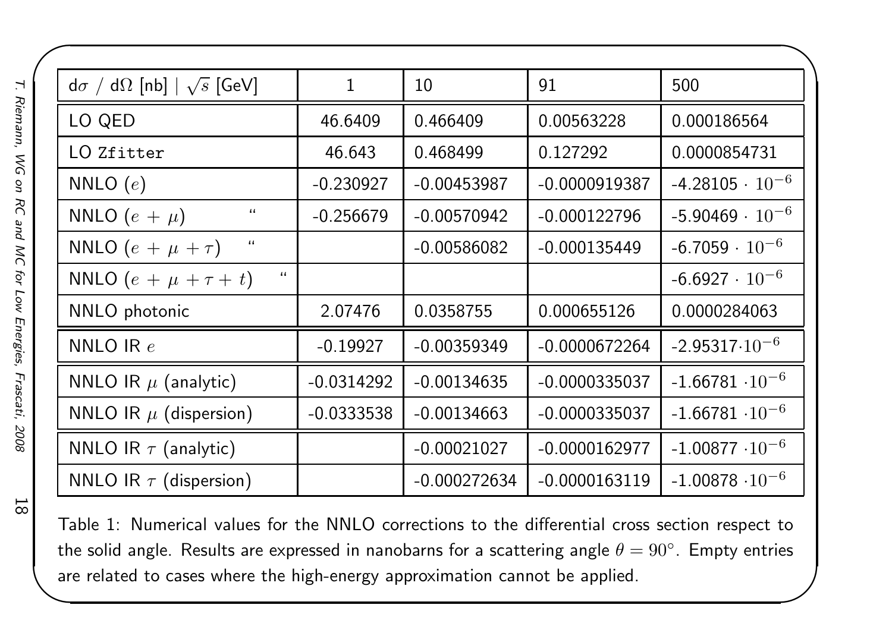| dσ / dΩ [nb] \| $\sqrt{s}$ [GeV] | 1 | 10 | 91 | 500 |
|---|---|---|---|---|
| LO QED | 46.6409 | 0.466409 | 0.00563228 | 0.000186564 |
| LO `Zfitter` | 46.643 | 0.468499 | 0.127292 | 0.0000854731 |
| NNLO ($e$) | -0.230927 | -0.00453987 | -0.0000919387 | -4.28105 $\cdot$ $10^{-6}$ |
| NNLO ($e$ + $\mu$) " | -0.256679 | -0.00570942 | -0.000122796 | -5.90469 $\cdot$ $10^{-6}$ |
| NNLO ($e$ + $\mu$ + $\tau$) " | | -0.00586082 | -0.000135449 | -6.7059 $\cdot$ $10^{-6}$ |
| NNLO ($e$ + $\mu$ + $\tau$ + $t$) " | | | | -6.6927 $\cdot$ $10^{-6}$ |
| NNLO photonic | 2.07476 | 0.0358755 | 0.000655126 | 0.0000284063 |
| NNLO IR $e$ | -0.19927 | -0.00359349 | -0.0000672264 | -2.95317$\cdot 10^{-6}$ |
| NNLO IR $\mu$ (analytic) | -0.0314292 | -0.00134635 | -0.0000335037 | -1.66781 $\cdot 10^{-6}$ |
| NNLO IR $\mu$ (dispersion) | -0.0333538 | -0.00134663 | -0.0000335037 | -1.66781 $\cdot 10^{-6}$ |
| NNLO IR $\tau$ (analytic) | | -0.00021027 | -0.0000162977 | -1.00877 $\cdot 10^{-6}$ |
| NNLO IR $\tau$ (dispersion) | | -0.000272634 | -0.0000163119 | -1.00878 $\cdot 10^{-6}$ |

Table 1: Numerical values for the NNLO corrections to the differential cross section respect to the solid angle. Results are expressed in nanobarns for a scattering angle $\theta = 90^{\circ}$. Empty entries are related to cases where the high-energy approximation cannot be applied.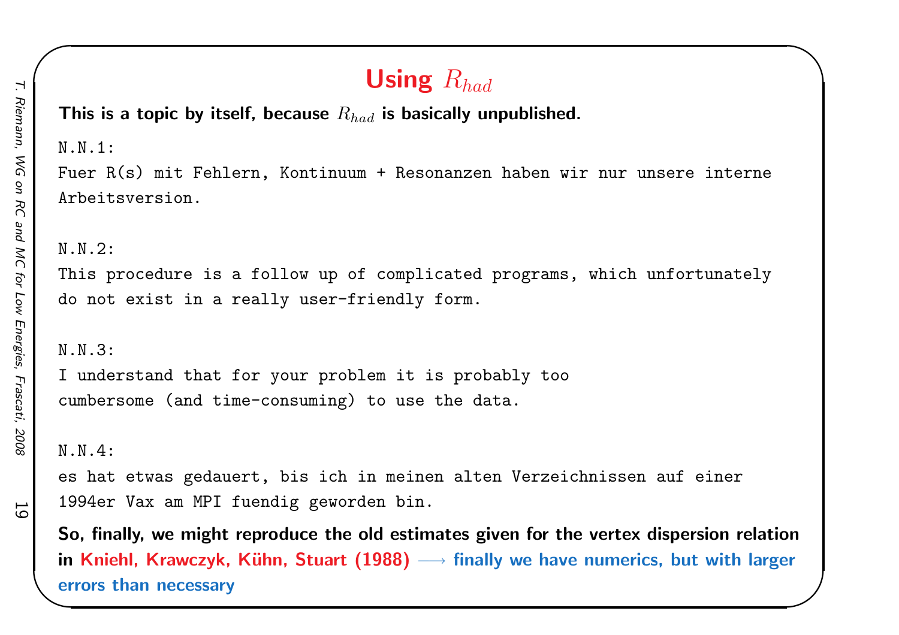# Using $R_{had}$

**This is a topic by itself, because $R_{had}$ is basically unpublished.**

```
N.N.1:
Fuer R(s) mit Fehlern, Kontinuum + Resonanzen haben wir nur unsere interne
Arbeitsversion.

N.N.2:
This procedure is a follow up of complicated programs, which unfortunately
do not exist in a really user-friendly form.

N.N.3:
I understand that for your problem it is probably too
cumbersome (and time-consuming) to use the data.

N.N.4:
es hat etwas gedauert, bis ich in meinen alten Verzeichnissen auf einer
1994er Vax am MPI fuendig geworden bin.
```

**So, finally, we might reproduce the old estimates given for the vertex dispersion relation in Kniehl, Krawczyk, Kühn, Stuart (1988) $\longrightarrow$ finally we have numerics, but with larger errors than necessary**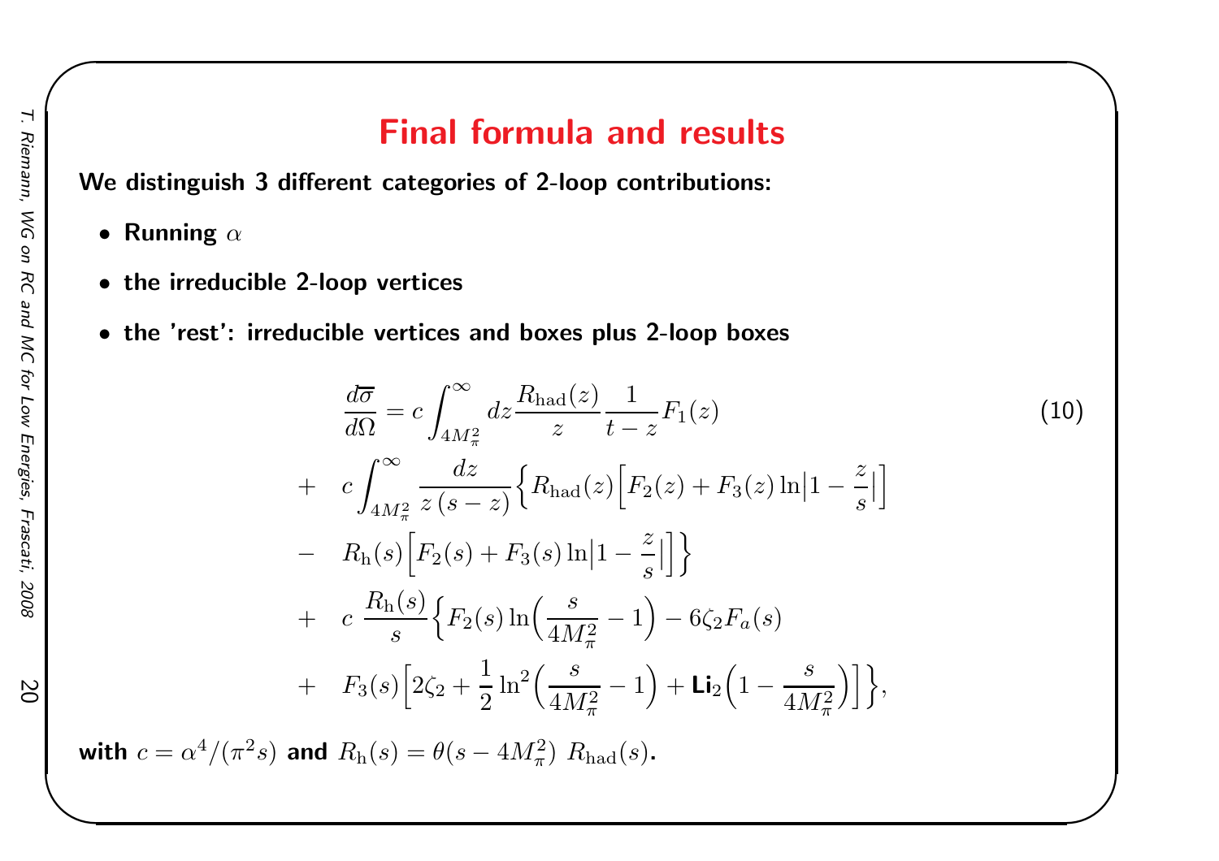# Final formula and results

**We distinguish 3 different categories of 2-loop contributions:**

- **Running $\alpha$**
- **the irreducible 2-loop vertices**
- **the 'rest': irreducible vertices and boxes plus 2-loop boxes**

$$
\begin{aligned}
\frac{d\overline{\sigma}}{d\Omega} &= c\int_{4M_\pi^2}^{\infty} dz \frac{R_{\rm had}(z)}{z}\frac{1}{t-z}F_1(z) \\
&+ \quad c\int_{4M_\pi^2}^{\infty} \frac{dz}{z\,(s-z)}\Big\{R_{\rm had}(z)\Big[F_2(z)+F_3(z)\ln\Big|1-\frac{z}{s}\Big|\Big] \\
&- \quad R_{\rm h}(s)\Big[F_2(s)+F_3(s)\ln\Big|1-\frac{z}{s}\Big|\Big]\Big\} \\
&+ \quad c\;\frac{R_{\rm h}(s)}{s}\Big\{F_2(s)\ln\Big(\frac{s}{4M_\pi^2}-1\Big)-6\zeta_2 F_a(s) \\
&+ \quad F_3(s)\Big[2\zeta_2+\frac{1}{2}\ln^2\Big(\frac{s}{4M_\pi^2}-1\Big)+\mathrm{Li}_2\Big(1-\frac{s}{4M_\pi^2}\Big)\Big]\Big\},
\end{aligned}
\tag{10}
$$

**with $c=\alpha^4/(\pi^2 s)$ and $R_{\rm h}(s)=\theta(s-4M_\pi^2)\;R_{\rm had}(s)$.**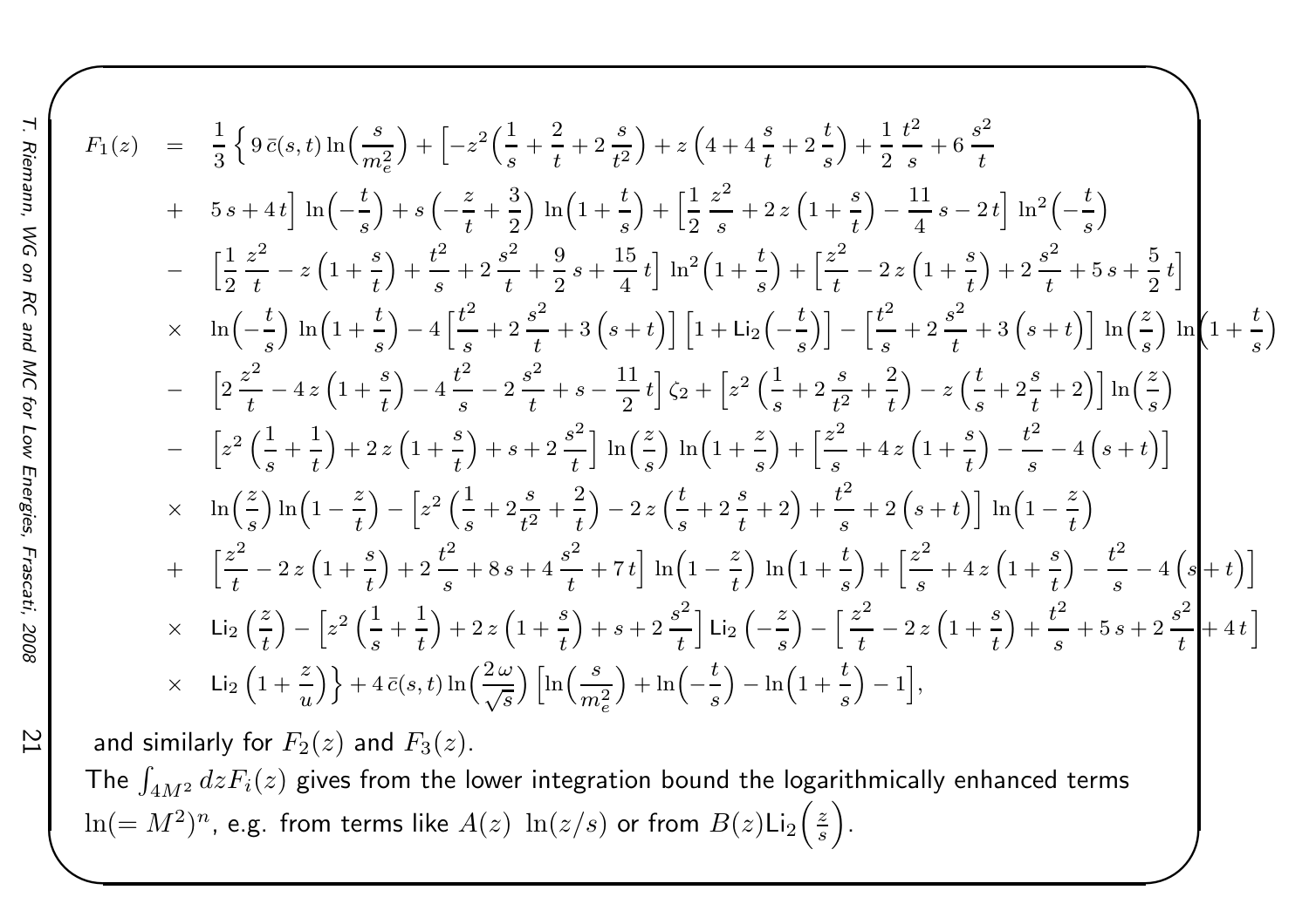$$
\begin{aligned}
F_1(z) \quad = \quad & \frac{1}{3}\Big\{ 9\,\bar{c}(s,t)\ln\Big(\frac{s}{m_e^2}\Big) + \Big[-z^2\Big(\frac{1}{s}+\frac{2}{t}+2\,\frac{s}{t^2}\Big) + z\left(4+4\,\frac{s}{t}+2\,\frac{t}{s}\right) + \frac{1}{2}\,\frac{t^2}{s} + 6\,\frac{s^2}{t} \\
+ \quad & 5\,s + 4\,t\Big]\,\ln\Big(-\frac{t}{s}\Big) + s\left(-\frac{z}{t}+\frac{3}{2}\right)\,\ln\Big(1+\frac{t}{s}\Big) + \Big[\frac{1}{2}\,\frac{z^2}{s} + 2\,z\left(1+\frac{s}{t}\right) - \frac{11}{4}\,s - 2\,t\Big]\,\ln^2\Big(-\frac{t}{s}\Big) \\
- \quad & \Big[\frac{1}{2}\,\frac{z^2}{t} - z\left(1+\frac{s}{t}\right) + \frac{t^2}{s} + 2\,\frac{s^2}{t} + \frac{9}{2}\,s + \frac{15}{4}\,t\Big]\,\ln^2\Big(1+\frac{t}{s}\Big) + \Big[\frac{z^2}{t} - 2\,z\left(1+\frac{s}{t}\right) + 2\,\frac{s^2}{t} + 5\,s + \frac{5}{2}\,t\Big] \\
\times \quad & \ln\Big(-\frac{t}{s}\Big)\,\ln\Big(1+\frac{t}{s}\Big) - 4\Big[\frac{t^2}{s} + 2\,\frac{s^2}{t} + 3\left(s+t\right)\Big]\Big[1+\mathrm{Li}_2\Big(-\frac{t}{s}\Big)\Big] - \Big[\frac{t^2}{s} + 2\,\frac{s^2}{t} + 3\left(s+t\right)\Big]\,\ln\Big(\frac{z}{s}\Big)\,\ln\Big(1+\frac{t}{s}\Big) \\
- \quad & \Big[2\,\frac{z^2}{t} - 4\,z\left(1+\frac{s}{t}\right) - 4\,\frac{t^2}{s} - 2\,\frac{s^2}{t} + s - \frac{11}{2}\,t\Big]\,\zeta_2 + \Big[z^2\left(\frac{1}{s}+2\,\frac{s}{t^2}+\frac{2}{t}\right) - z\left(\frac{t}{s}+2\frac{s}{t}+2\right)\Big]\ln\Big(\frac{z}{s}\Big) \\
- \quad & \Big[z^2\left(\frac{1}{s}+\frac{1}{t}\right) + 2\,z\left(1+\frac{s}{t}\right) + s + 2\,\frac{s^2}{t}\Big]\,\ln\Big(\frac{z}{s}\Big)\,\ln\Big(1+\frac{z}{s}\Big) + \Big[\frac{z^2}{s} + 4\,z\left(1+\frac{s}{t}\right) - \frac{t^2}{s} - 4\left(s+t\right)\Big] \\
\times \quad & \ln\Big(\frac{z}{s}\Big)\ln\Big(1-\frac{z}{t}\Big) - \Big[z^2\left(\frac{1}{s}+2\frac{s}{t^2}+\frac{2}{t}\right) - 2\,z\left(\frac{t}{s}+2\,\frac{s}{t}+2\right) + \frac{t^2}{s} + 2\left(s+t\right)\Big]\,\ln\Big(1-\frac{z}{t}\Big) \\
+ \quad & \Big[\frac{z^2}{t} - 2\,z\left(1+\frac{s}{t}\right) + 2\,\frac{t^2}{s} + 8\,s + 4\,\frac{s^2}{t} + 7\,t\Big]\,\ln\Big(1-\frac{z}{t}\Big)\,\ln\Big(1+\frac{t}{s}\Big) + \Big[\frac{z^2}{s} + 4\,z\left(1+\frac{s}{t}\right) - \frac{t^2}{s} - 4\left(s+t\right)\Big] \\
\times \quad & \mathrm{Li}_2\left(\frac{z}{t}\right) - \Big[z^2\left(\frac{1}{s}+\frac{1}{t}\right) + 2\,z\left(1+\frac{s}{t}\right) + s + 2\,\frac{s^2}{t}\Big]\,\mathrm{Li}_2\left(-\frac{z}{s}\right) - \Big[\,\frac{z^2}{t} - 2\,z\left(1+\frac{s}{t}\right) + \frac{t^2}{s} + 5\,s + 2\,\frac{s^2}{t} + 4\,t\Big] \\
\times \quad & \mathrm{Li}_2\left(1+\frac{z}{u}\right)\Big\} + 4\,\bar{c}(s,t)\ln\Big(\frac{2\,\omega}{\sqrt{s}}\Big)\Big[\ln\Big(\frac{s}{m_e^2}\Big) + \ln\Big(-\frac{t}{s}\Big) - \ln\Big(1+\frac{t}{s}\Big) - 1\Big],
\end{aligned}
$$

and similarly for $F_2(z)$ and $F_3(z)$.

The $\int_{4M^2} dz F_i(z)$ gives from the lower integration bound the logarithmically enhanced terms $\ln(=M^2)^n$, e.g. from terms like $A(z)\ \ln(z/s)$ or from $B(z)\mathrm{Li}_2\Big(\frac{z}{s}\Big)$.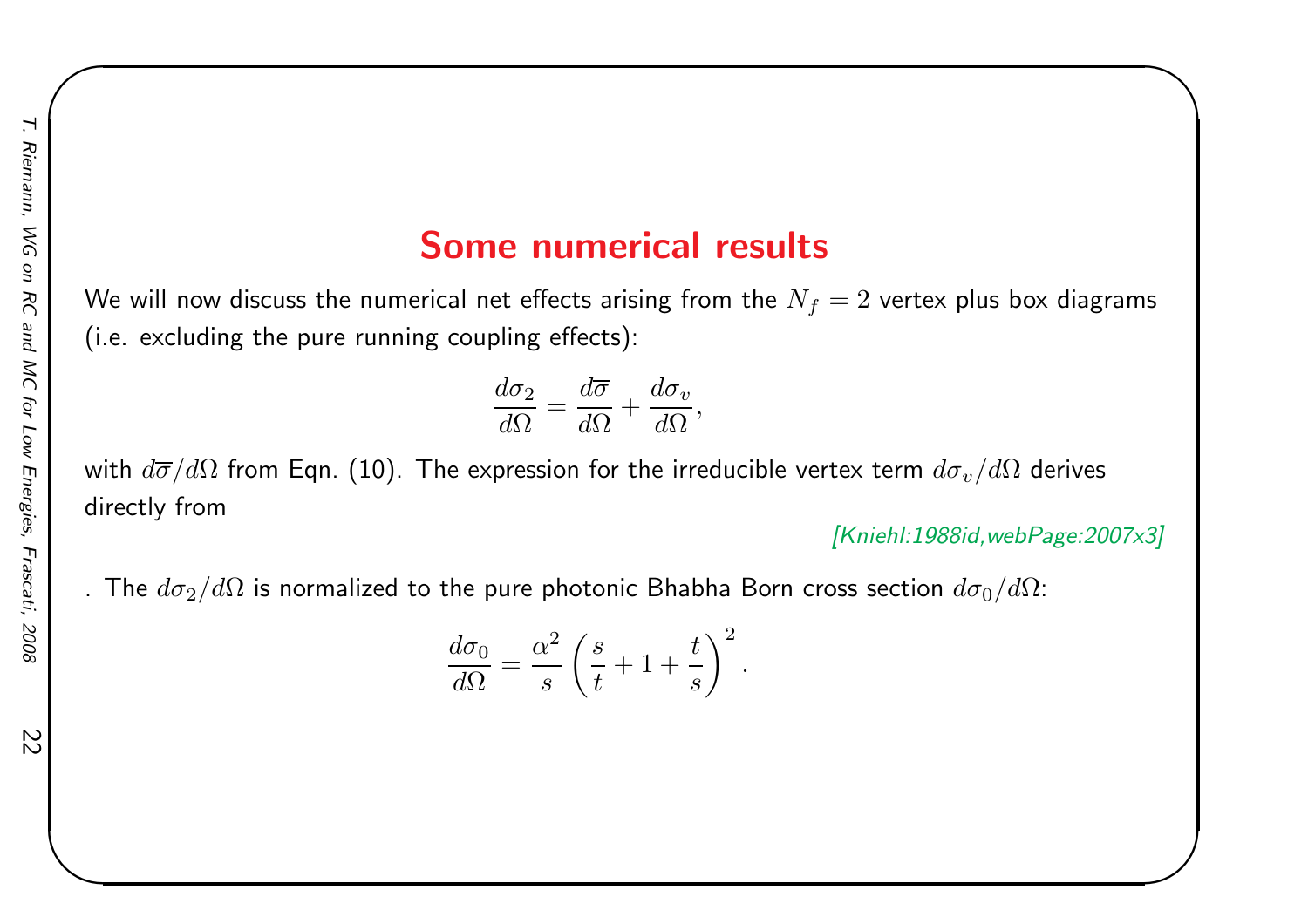# Some numerical results

We will now discuss the numerical net effects arising from the $N_f = 2$ vertex plus box diagrams (i.e. excluding the pure running coupling effects):

$$\frac{d\sigma_2}{d\Omega} = \frac{d\overline{\sigma}}{d\Omega} + \frac{d\sigma_v}{d\Omega},$$

with $d\overline{\sigma}/d\Omega$ from Eqn. (10). The expression for the irreducible vertex term $d\sigma_v/d\Omega$ derives directly from

*[Kniehl:1988id,webPage:2007x3]*

. The $d\sigma_2/d\Omega$ is normalized to the pure photonic Bhabha Born cross section $d\sigma_0/d\Omega$:

$$\frac{d\sigma_0}{d\Omega} = \frac{\alpha^2}{s} \left( \frac{s}{t} + 1 + \frac{t}{s} \right)^2 .$$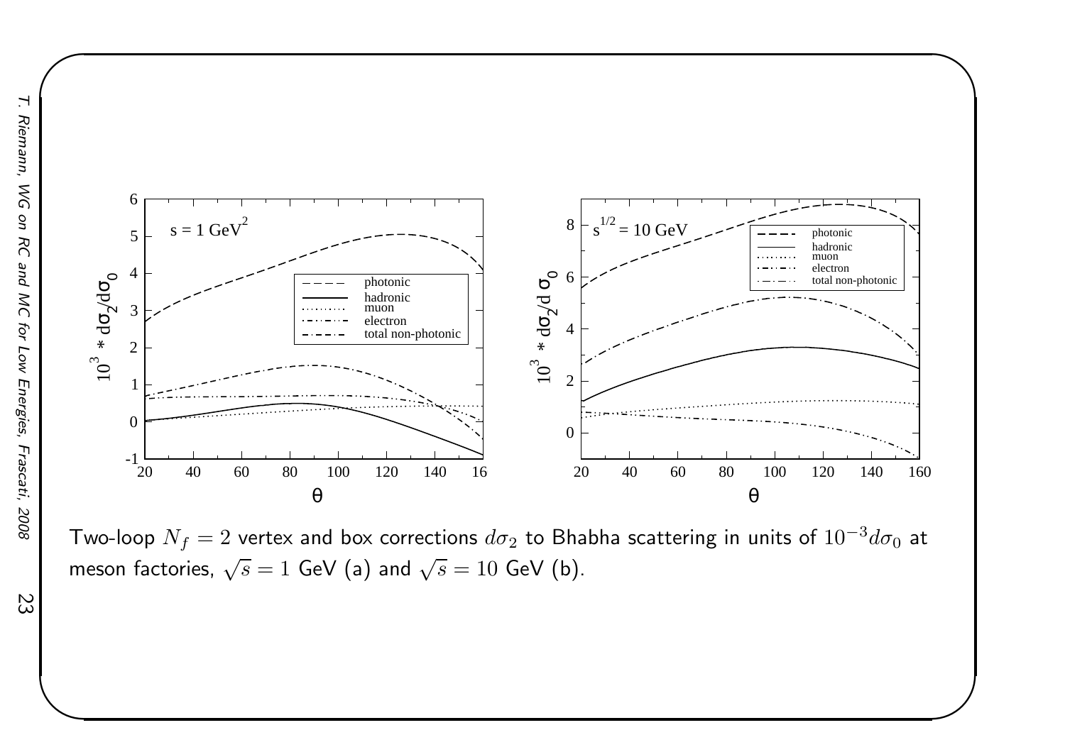Two-loop $N_f = 2$ vertex and box corrections $d\sigma_2$ to Bhabha scattering in units of $10^{-3} d\sigma_0$ at meson factories, $\sqrt{s} = 1$ GeV (a) and $\sqrt{s} = 10$ GeV (b).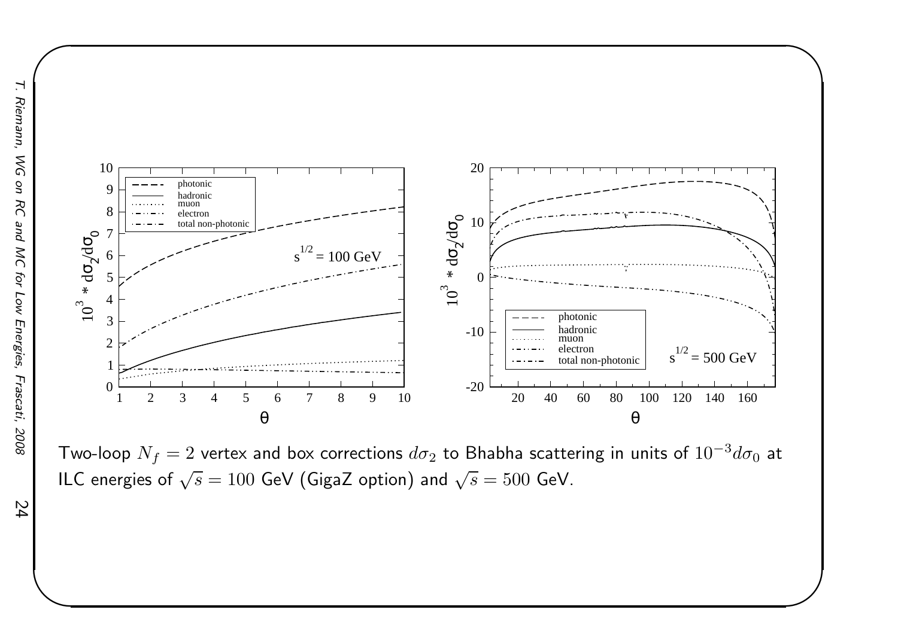Two-loop $N_f = 2$ vertex and box corrections $d\sigma_2$ to Bhabha scattering in units of $10^{-3} d\sigma_0$ at ILC energies of $\sqrt{s} = 100$ GeV (GigaZ option) and $\sqrt{s} = 500$ GeV.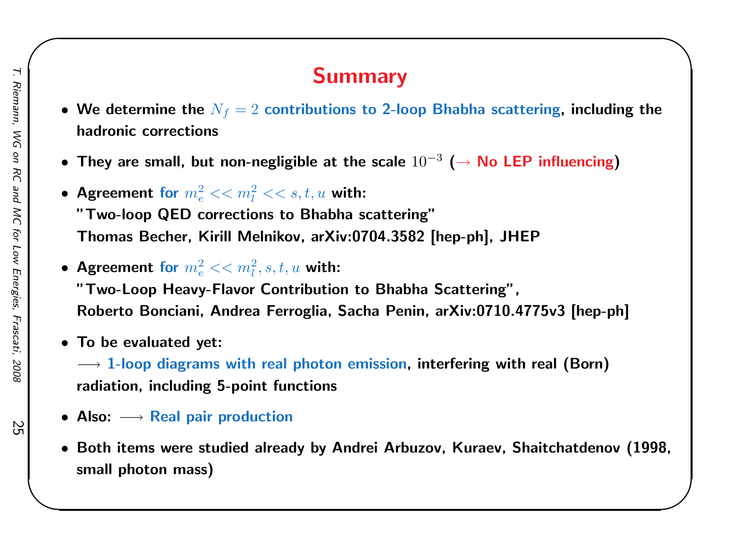# Summary

- **We determine the $N_f = 2$ contributions to 2-loop Bhabha scattering, including the hadronic corrections**
- **They are small, but non-negligible at the scale $10^{-3}$ ($\rightarrow$ No LEP influencing)**
- **Agreement for $m_e^2 << m_l^2 << s, t, u$ with:**
  **"Two-loop QED corrections to Bhabha scattering"**
  **Thomas Becher, Kirill Melnikov, arXiv:0704.3582 [hep-ph], JHEP**
- **Agreement for $m_e^2 << m_l^2, s, t, u$ with:**
  **"Two-Loop Heavy-Flavor Contribution to Bhabha Scattering",**
  **Roberto Bonciani, Andrea Ferroglia, Sacha Penin, arXiv:0710.4775v3 [hep-ph]**
- **To be evaluated yet:**
  **$\longrightarrow$ 1-loop diagrams with real photon emission, interfering with real (Born) radiation, including 5-point functions**
- **Also: $\longrightarrow$ Real pair production**
- **Both items were studied already by Andrei Arbuzov, Kuraev, Shaitchatdenov (1998, small photon mass)**